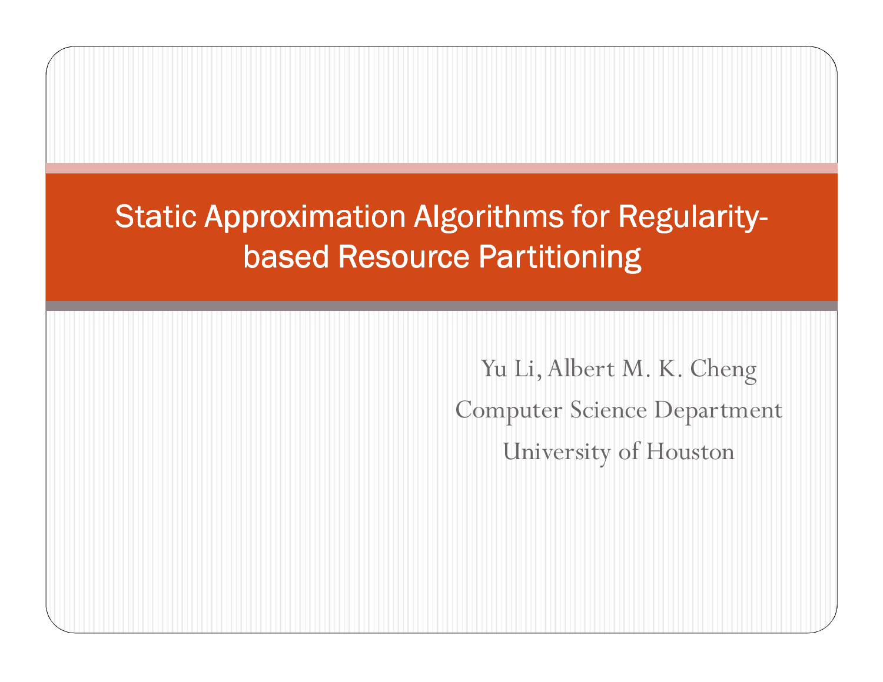# Static Approximation Algorithms for Regularity-based Resource Partitioning

Yu Li, Albert M. K. Cheng

Computer Science Department

University of Houston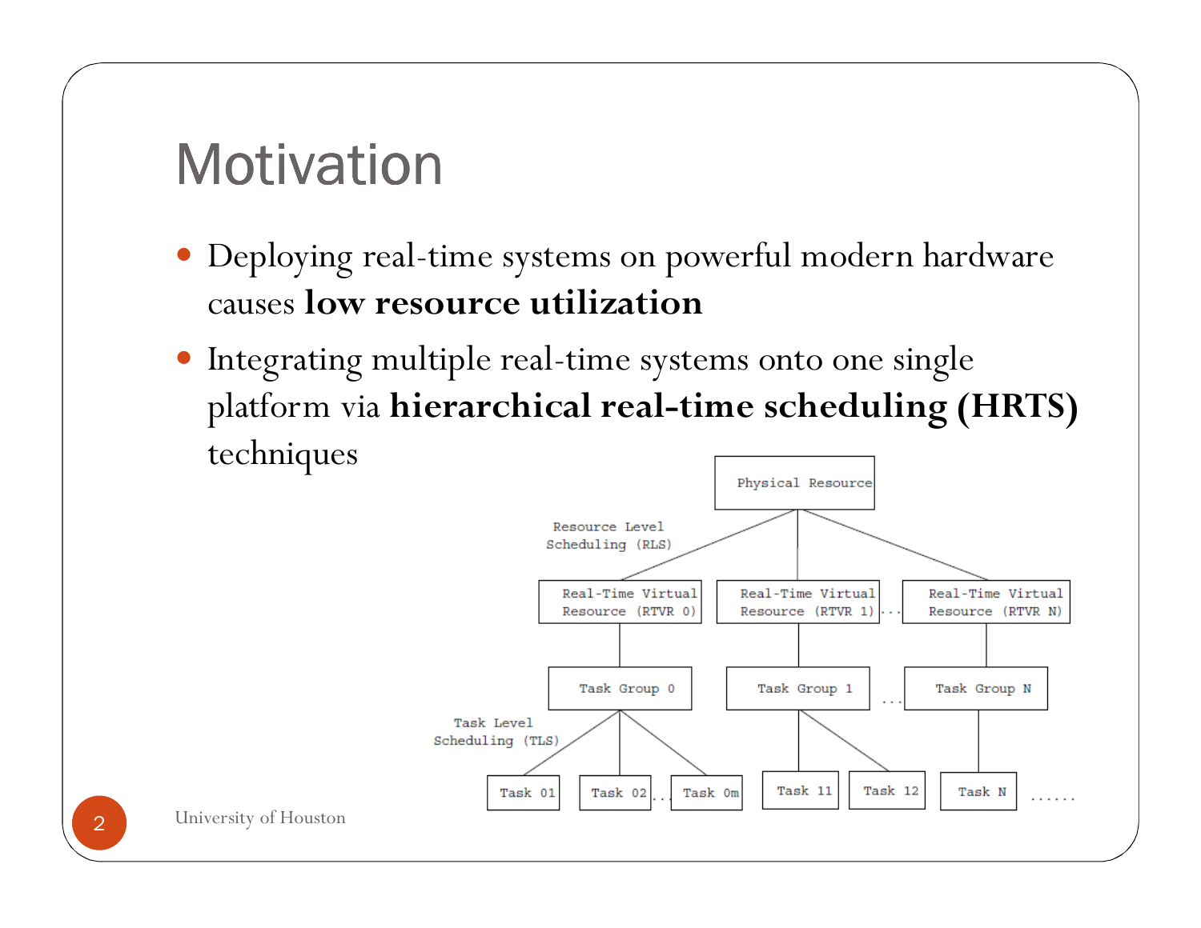# Motivation

- Deploying real-time systems on powerful modern hardware causes **low resource utilization**
- Integrating multiple real-time systems onto one single platform via **hierarchical real-time scheduling (HRTS)** techniques

Physical Resource

Resource Level Scheduling (RLS)

Real-Time Virtual Resource (RTVR 0) | Real-Time Virtual Resource (RTVR 1) ... Real-Time Virtual Resource (RTVR N)

Task Group 0 | Task Group 1 ... Task Group N

Task Level Scheduling (TLS)

Task 01 | Task 02 ... Task 0m | Task 11 | Task 12 | Task N ......

University of Houston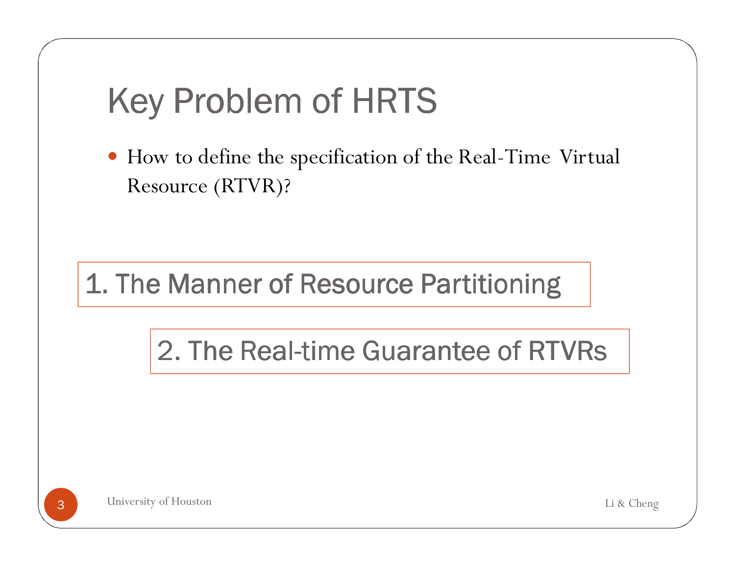# Key Problem of HRTS

- How to define the specification of the Real-Time Virtual Resource (RTVR)?

1. The Manner of Resource Partitioning

2. The Real-time Guarantee of RTVRs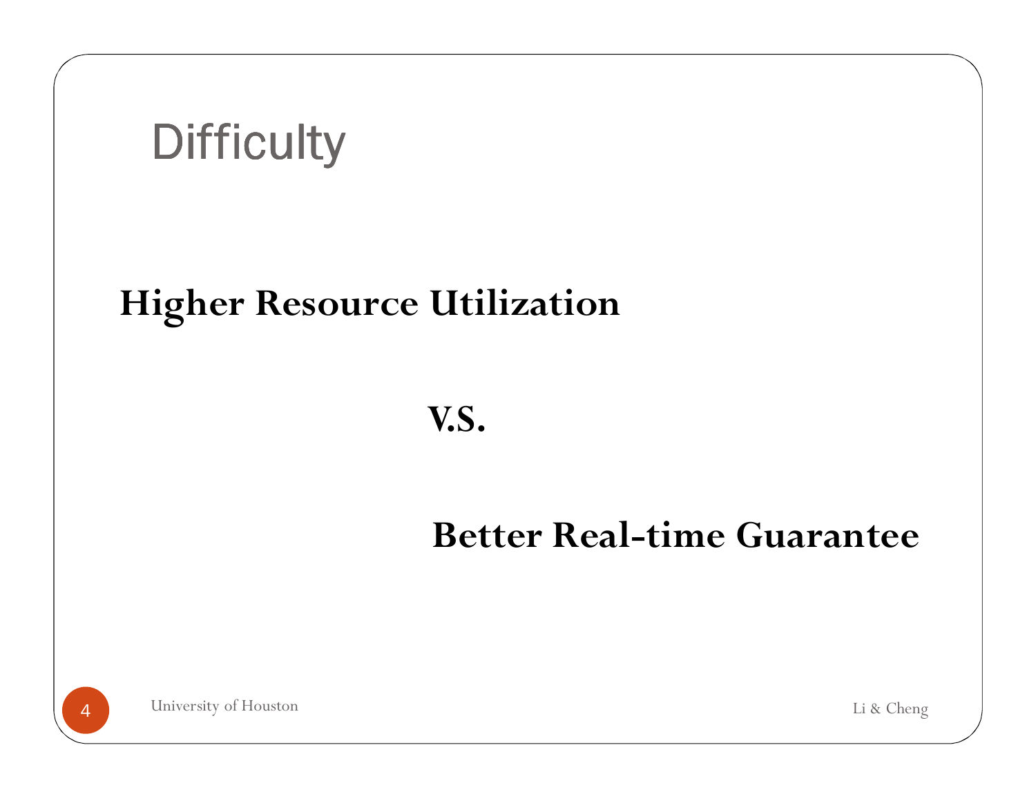# Difficulty

**Higher Resource Utilization**

**V.S.**

**Better Real-time Guarantee**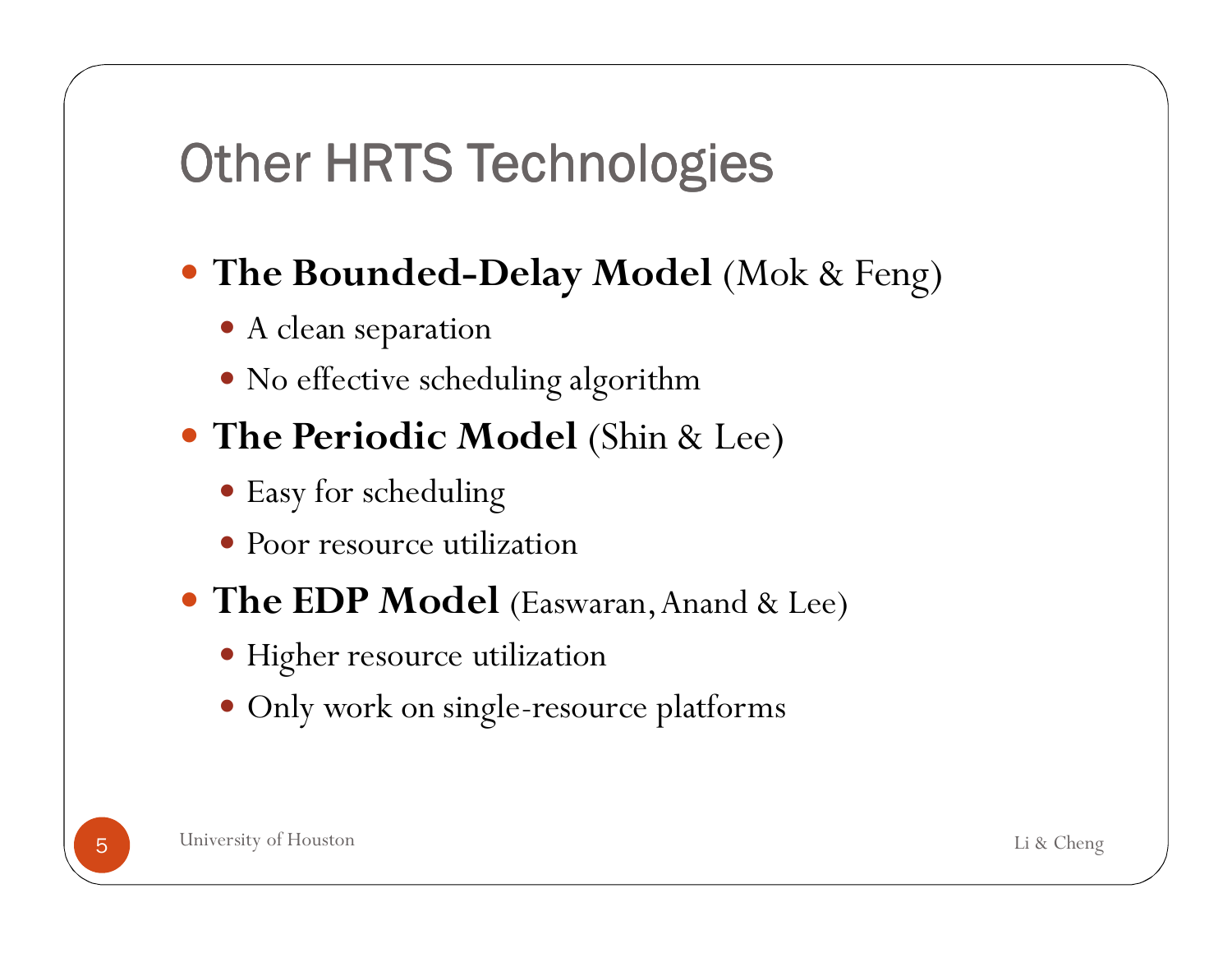# Other HRTS Technologies

- **The Bounded-Delay Model** (Mok & Feng)
  - A clean separation
  - No effective scheduling algorithm
- **The Periodic Model** (Shin & Lee)
  - Easy for scheduling
  - Poor resource utilization
- **The EDP Model** (Easwaran, Anand & Lee)
  - Higher resource utilization
  - Only work on single-resource platforms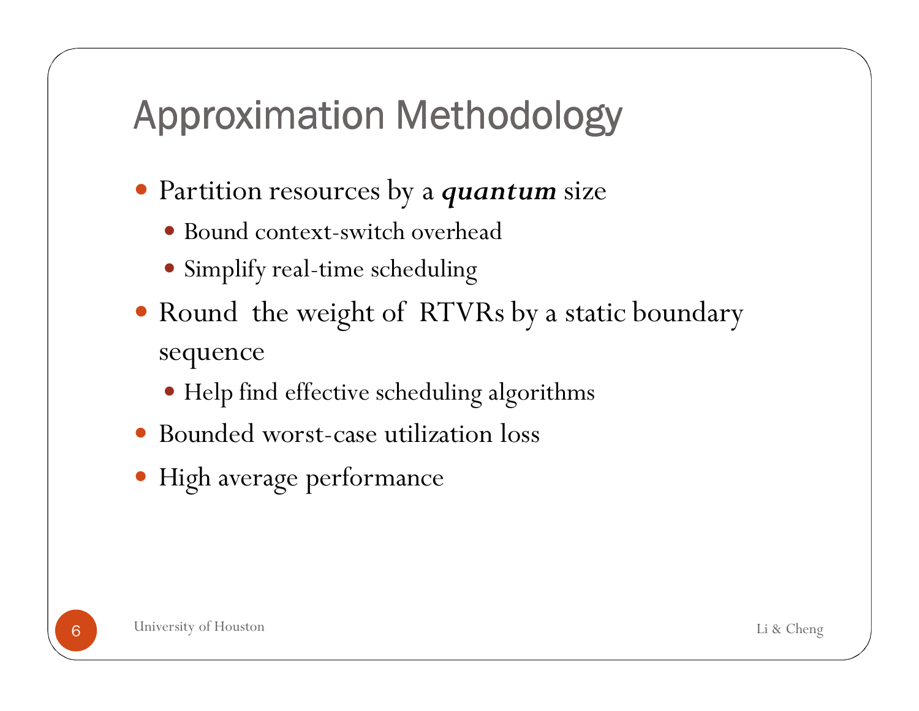# Approximation Methodology

- Partition resources by a ***quantum*** size
  - Bound context-switch overhead
  - Simplify real-time scheduling
- Round the weight of RTVRs by a static boundary sequence
  - Help find effective scheduling algorithms
- Bounded worst-case utilization loss
- High average performance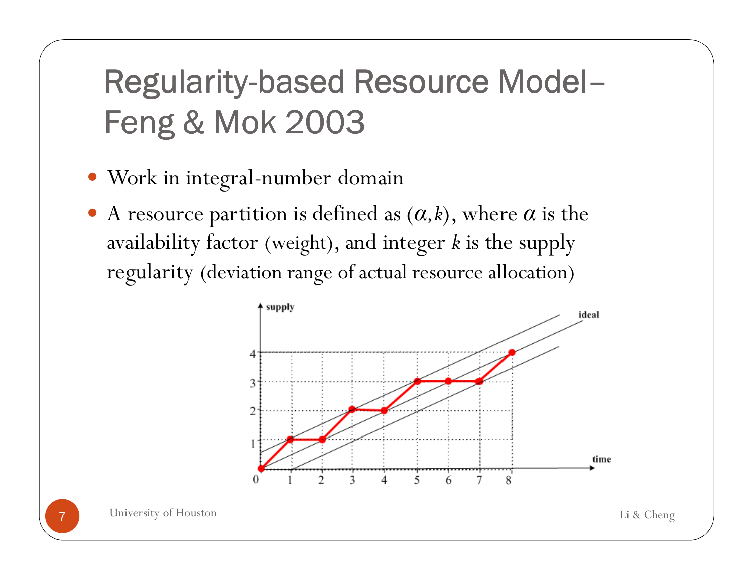# Regularity-based Resource Model– Feng & Mok 2003

- Work in integral-number domain
- A resource partition is defined as $(\alpha, k)$, where $\alpha$ is the availability factor (weight), and integer $k$ is the supply regularity (deviation range of actual resource allocation)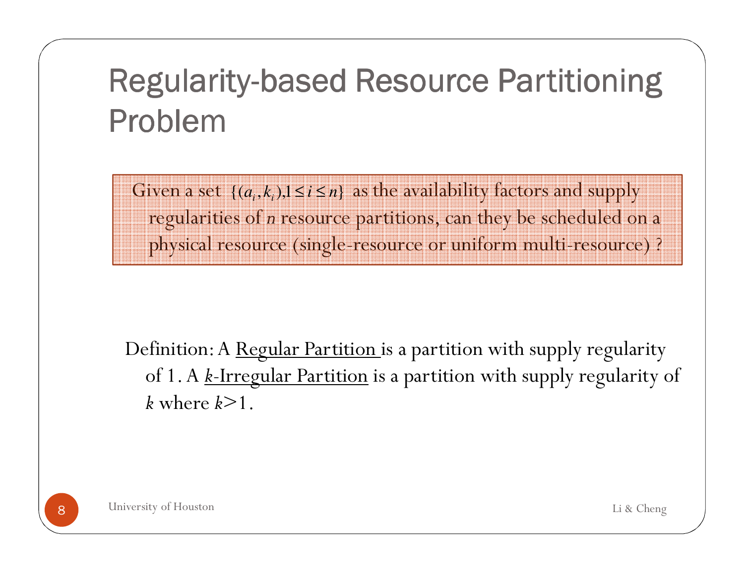# Regularity-based Resource Partitioning Problem

Given a set $\{(a_i, k_i), 1 \le i \le n\}$ as the availability factors and supply regularities of $n$ resource partitions, can they be scheduled on a physical resource (single-resource or uniform multi-resource) ?

Definition: A Regular Partition is a partition with supply regularity of 1. A $k$-Irregular Partition is a partition with supply regularity of $k$ where $k$>1.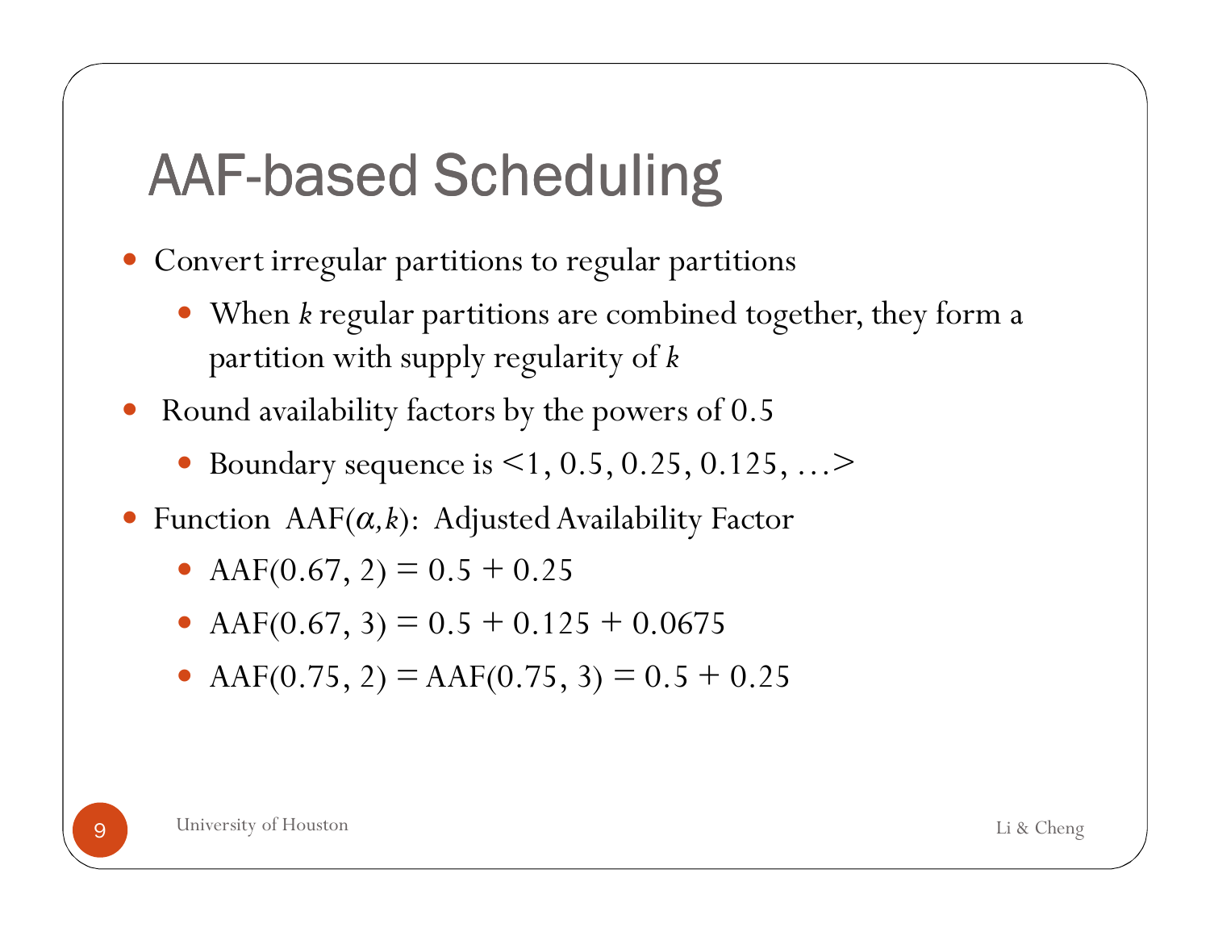# AAF-based Scheduling

- Convert irregular partitions to regular partitions
  - When $k$ regular partitions are combined together, they form a partition with supply regularity of $k$
- Round availability factors by the powers of 0.5
  - Boundary sequence is <1, 0.5, 0.25, 0.125, …>
- Function AAF($\alpha, k$): Adjusted Availability Factor
  - AAF(0.67, 2) = 0.5 + 0.25
  - AAF(0.67, 3) = 0.5 + 0.125 + 0.0675
  - AAF(0.75, 2) = AAF(0.75, 3) = 0.5 + 0.25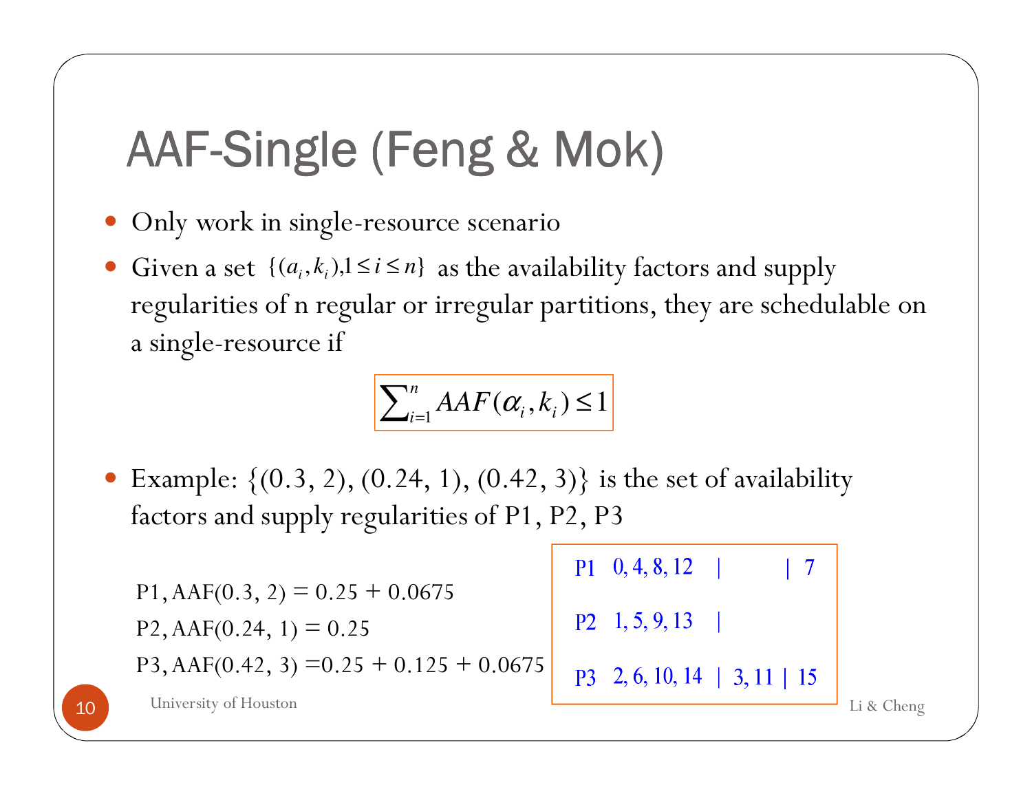# AAF-Single (Feng & Mok)

- Only work in single-resource scenario
- Given a set $\{(a_i, k_i), 1 \le i \le n\}$ as the availability factors and supply regularities of n regular or irregular partitions, they are schedulable on a single-resource if

$$\sum_{i=1}^{n} AAF(\alpha_i, k_i) \le 1$$

- Example: {(0.3, 2), (0.24, 1), (0.42, 3)} is the set of availability factors and supply regularities of P1, P2, P3

P1, AAF(0.3, 2) = 0.25 + 0.0675

P2, AAF(0.24, 1) = 0.25

P3, AAF(0.42, 3) =0.25 + 0.125 + 0.0675

```
P1   0, 4, 8, 12   |           |  7
P2   1, 5, 9, 13   |
P3   2, 6, 10, 14  |  3, 11 |  15
```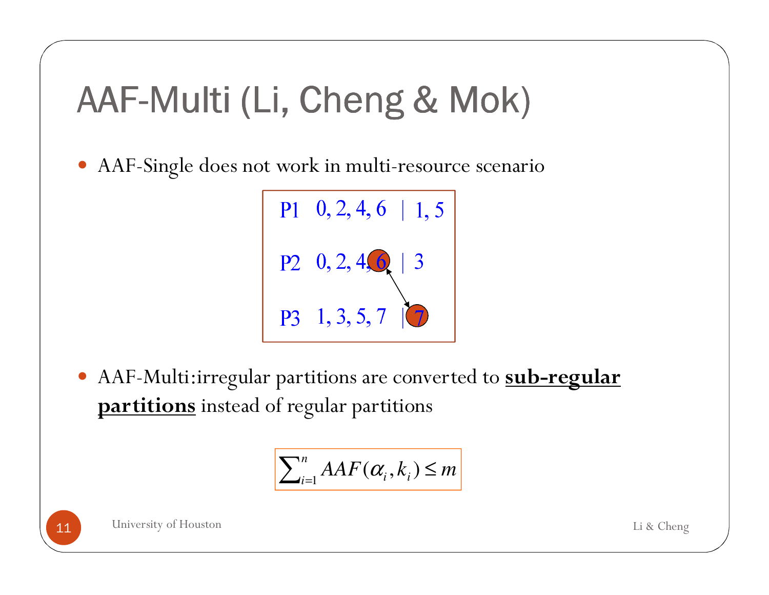# AAF-Multi (Li, Cheng & Mok)

- AAF-Single does not work in multi-resource scenario

```
P1   0, 2, 4, 6  | 1, 5

P2   0, 2, 4, 6  | 3

P3   1, 3, 5, 7  | 7
```

- AAF-Multi:irregular partitions are converted to **sub-regular partitions** instead of regular partitions

$$\sum_{i=1}^{n} AAF(\alpha_i, k_i) \leq m$$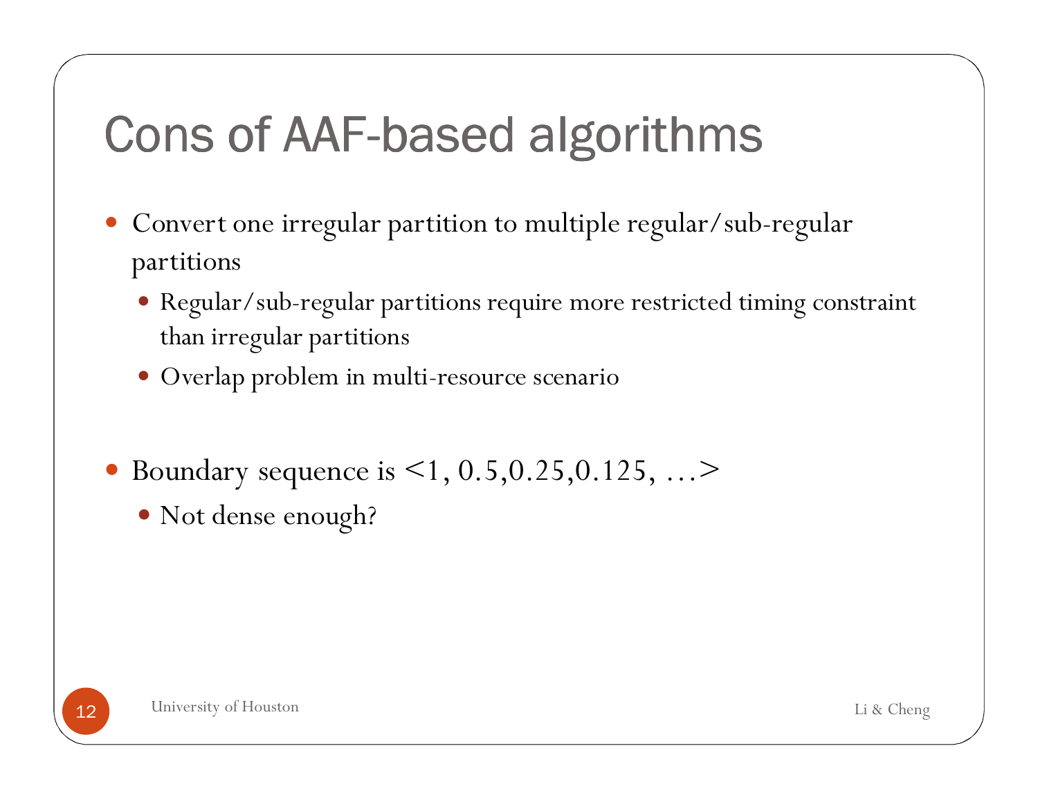# Cons of AAF-based algorithms

- Convert one irregular partition to multiple regular/sub-regular partitions
  - Regular/sub-regular partitions require more restricted timing constraint than irregular partitions
  - Overlap problem in multi-resource scenario

- Boundary sequence is <1, 0.5,0.25,0.125, ...>
  - Not dense enough?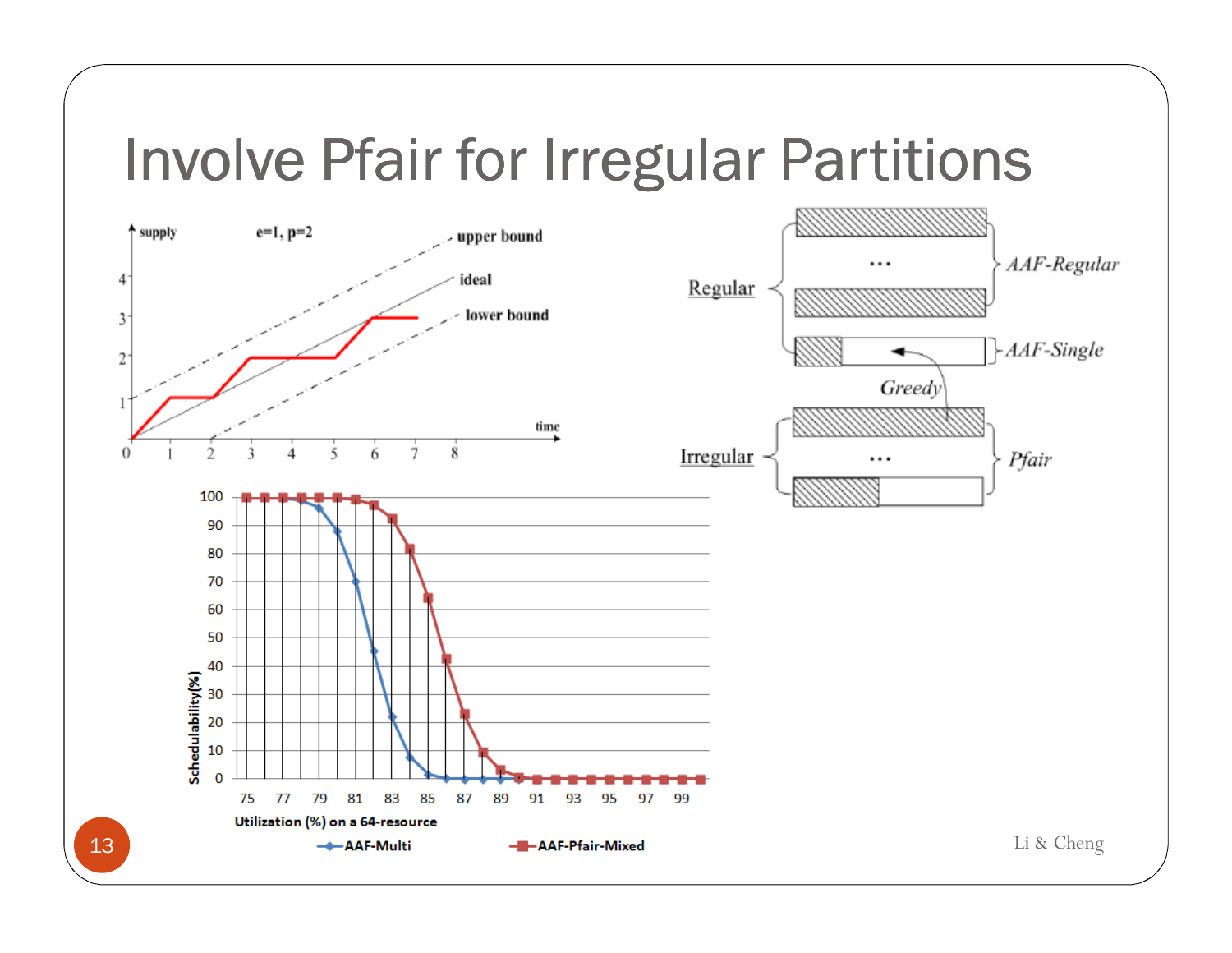# Involve Pfair for Irregular Partitions

supply

e=1, p=2

upper bound

ideal

lower bound

time

Regular

AAF-Regular

AAF-Single

Greedy

Irregular

Pfair

Schedulability(%)

Utilization (%) on a 64-resource

AAF-Multi

AAF-Pfair-Mixed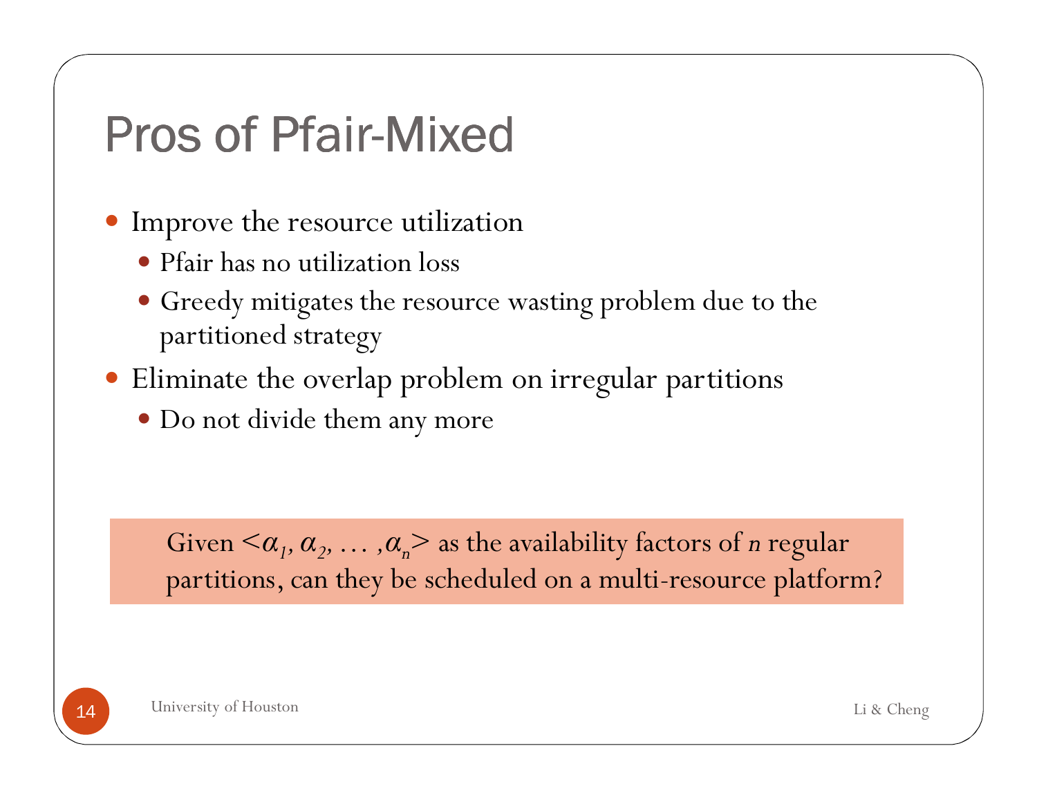# Pros of Pfair-Mixed

- Improve the resource utilization
  - Pfair has no utilization loss
  - Greedy mitigates the resource wasting problem due to the partitioned strategy
- Eliminate the overlap problem on irregular partitions
  - Do not divide them any more

Given $<\alpha_1, \alpha_2, \ldots, \alpha_n>$ as the availability factors of $n$ regular partitions, can they be scheduled on a multi-resource platform?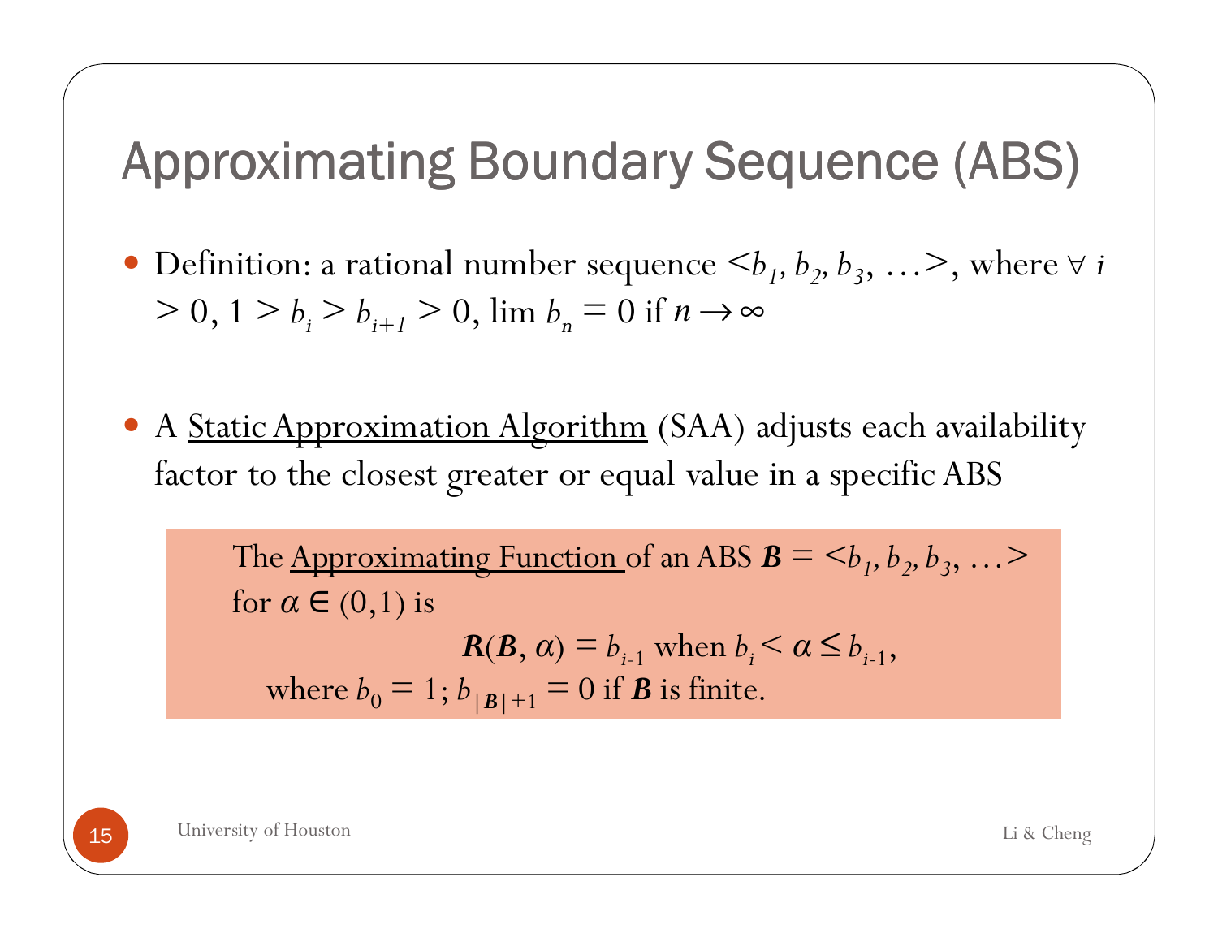# Approximating Boundary Sequence (ABS)

- Definition: a rational number sequence $<b_1, b_2, b_3, \ldots>$, where $\forall\, i > 0$, $1 > b_i > b_{i+1} > 0$, $\lim b_n = 0$ if $n \rightarrow \infty$

- A Static Approximation Algorithm (SAA) adjusts each availability factor to the closest greater or equal value in a specific ABS

> The Approximating Function of an ABS $\boldsymbol{B} = <b_1, b_2, b_3, \ldots>$ for $\alpha \in (0,1)$ is
>
> $$\boldsymbol{R}(\boldsymbol{B}, \alpha) = b_{i\text{-}1} \text{ when } b_i < \alpha \leq b_{i\text{-}1},$$
>
> where $b_0 = 1$; $b_{|\boldsymbol{B}|+1} = 0$ if $\boldsymbol{B}$ is finite.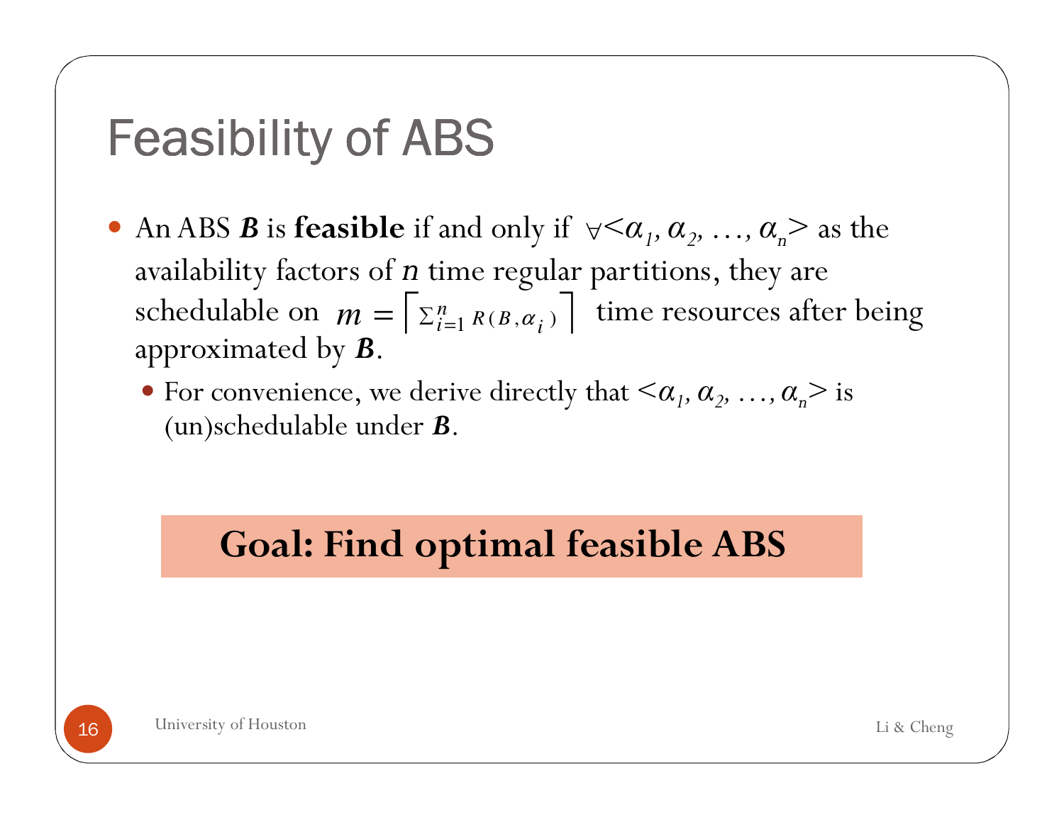# Feasibility of ABS

- An ABS ***B*** is **feasible** if and only if $\forall<\alpha_1, \alpha_2, \ldots, \alpha_n>$ as the availability factors of $n$ time regular partitions, they are schedulable on $m = \left\lceil \sum_{i=1}^{n} R(B, \alpha_i) \right\rceil$ time resources after being approximated by ***B***.
  - For convenience, we derive directly that $<\alpha_1, \alpha_2, \ldots, \alpha_n>$ is (un)schedulable under ***B***.

**Goal: Find optimal feasible ABS**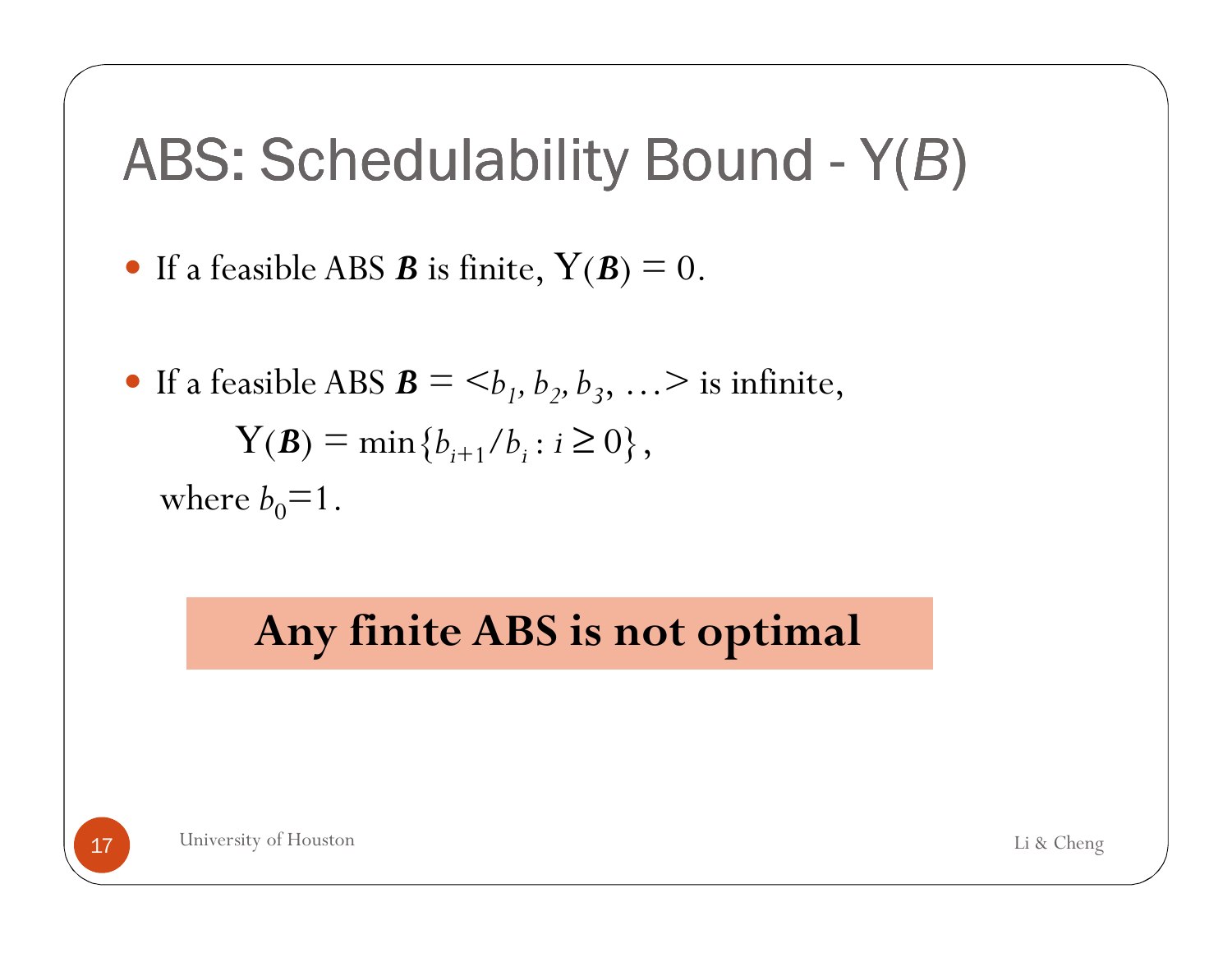# ABS: Schedulability Bound - Υ(*B*)

- If a feasible ABS ***B*** is finite, $\Upsilon(\boldsymbol{B}) = 0$.

- If a feasible ABS $\boldsymbol{B} = <b_1, b_2, b_3, \ldots>$ is infinite,

$$\Upsilon(\boldsymbol{B}) = \min\{b_{i+1}/b_i : i \geq 0\},$$

where $b_0=1$.

**Any finite ABS is not optimal**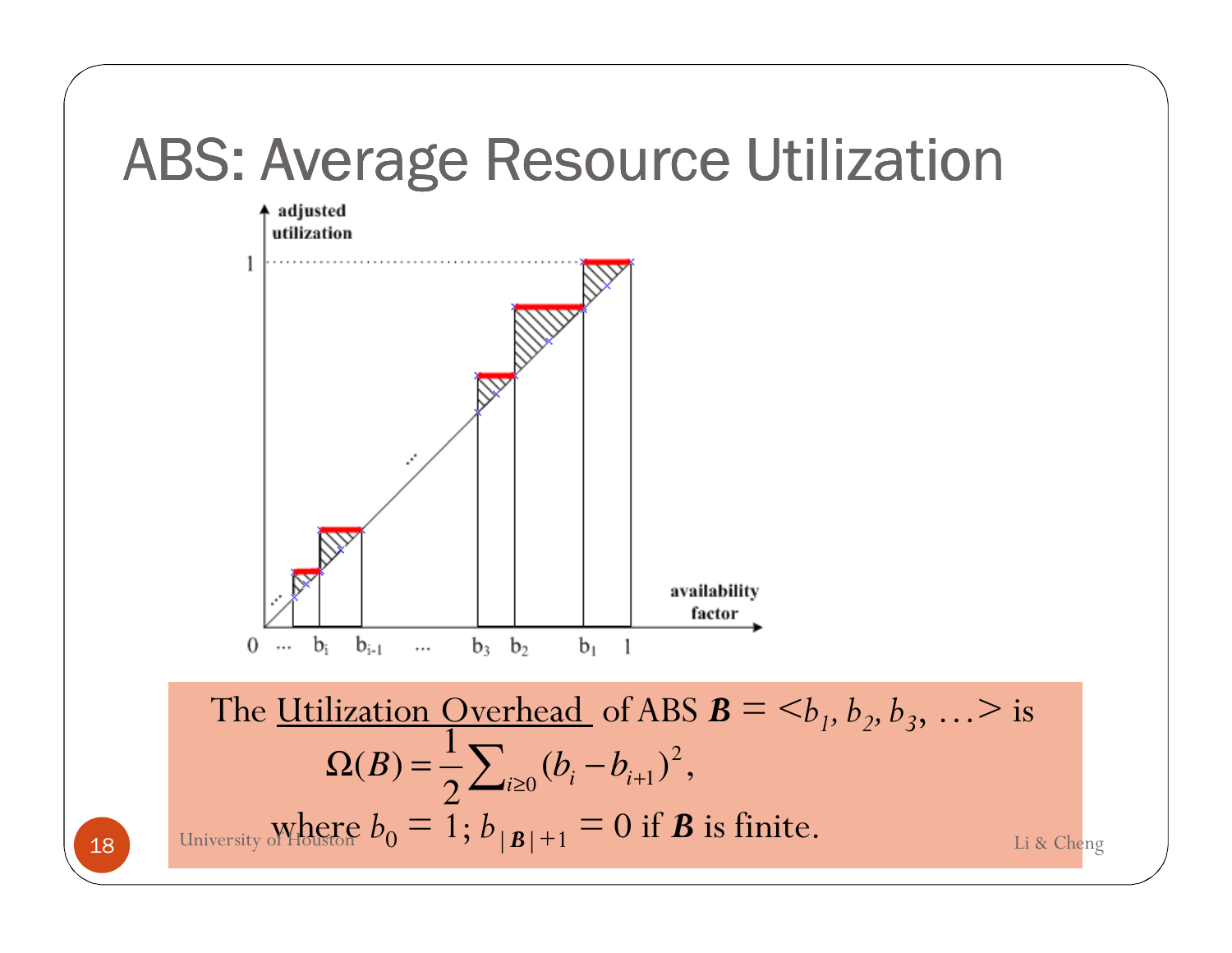# ABS: Average Resource Utilization

The Utilization Overhead of ABS $\boldsymbol{B} = \langle b_1, b_2, b_3, \ldots \rangle$ is

$$\Omega(B) = \frac{1}{2}\sum_{i \geq 0}(b_i - b_{i+1})^2,$$

where $b_0 = 1$; $b_{|\boldsymbol{B}|+1} = 0$ if $\boldsymbol{B}$ is finite.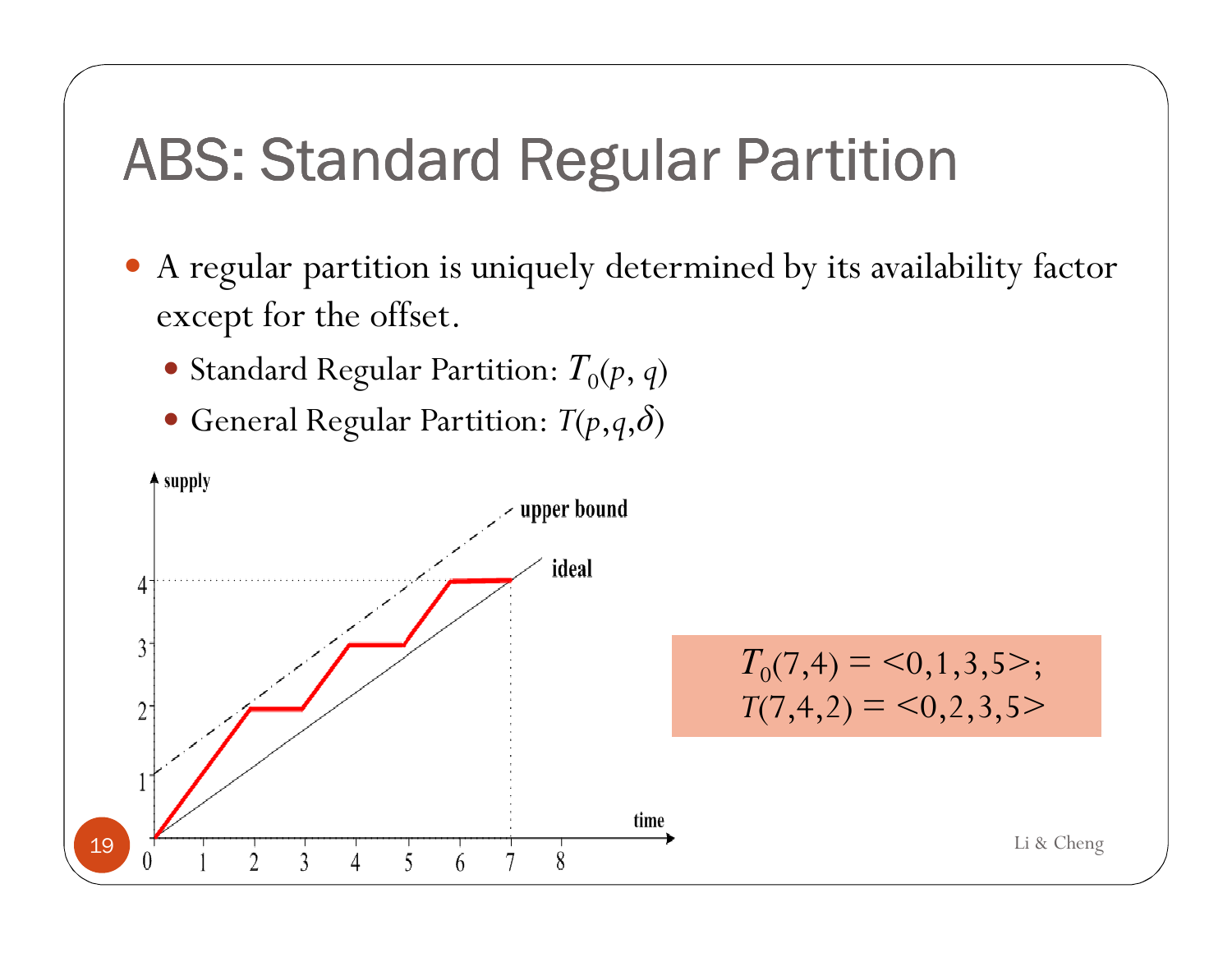# ABS: Standard Regular Partition

- A regular partition is uniquely determined by its availability factor except for the offset.
  - Standard Regular Partition: $T_0(p, q)$
  - General Regular Partition: $T(p,q,\delta)$

$T_0(7,4) = <0,1,3,5>$;
$T(7,4,2) = <0,2,3,5>$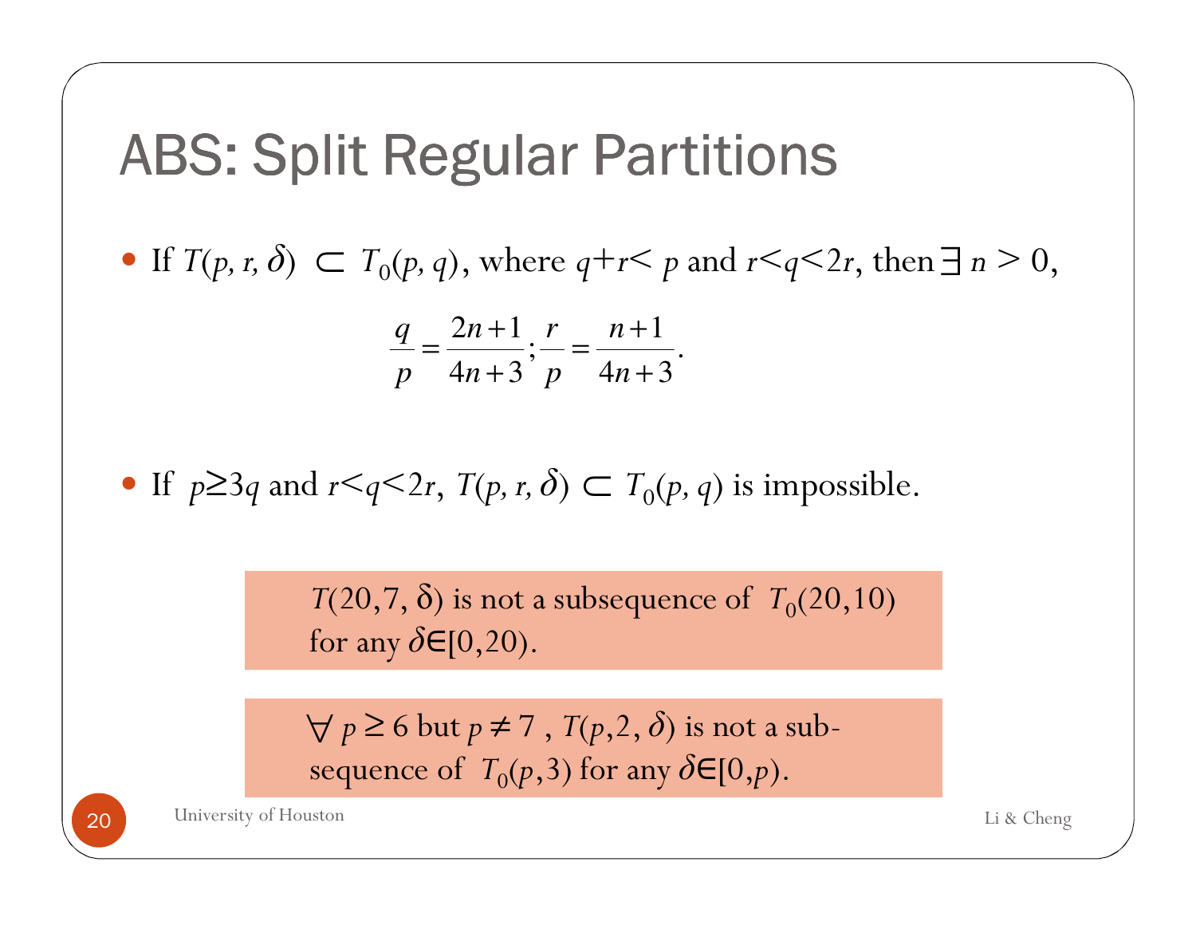# ABS: Split Regular Partitions

- If $T(p, r, \delta) \subset T_0(p, q)$, where $q+r< p$ and $r<q<2r$, then $\exists\, n > 0$,

$$\frac{q}{p} = \frac{2n+1}{4n+3}; \frac{r}{p} = \frac{n+1}{4n+3}.$$

- If $p \geq 3q$ and $r<q<2r$, $T(p, r, \delta) \subset T_0(p, q)$ is impossible.

> $T(20,7, \delta)$ is not a subsequence of $T_0(20,10)$ for any $\delta \in [0,20)$.

> $\forall\, p \geq 6$ but $p \neq 7$ , $T(p,2, \delta)$ is not a sub-sequence of $T_0(p,3)$ for any $\delta \in [0,p)$.

University of Houston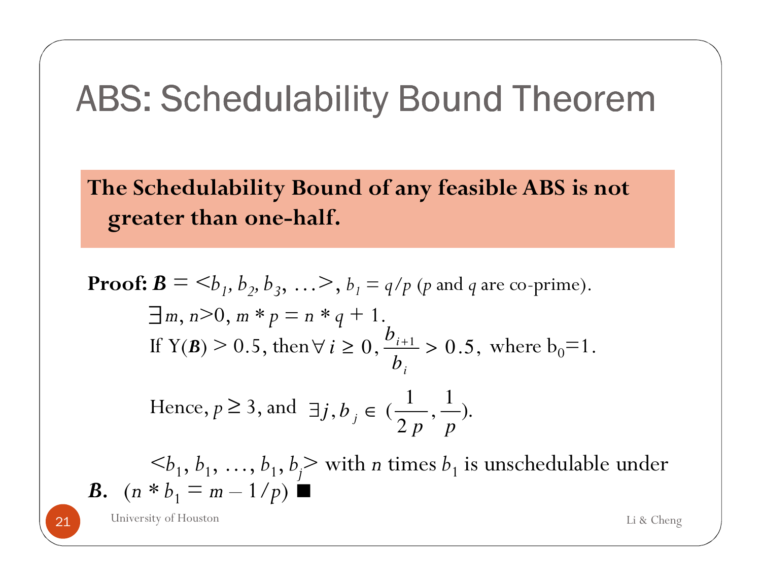# ABS: Schedulability Bound Theorem

**The Schedulability Bound of any feasible ABS is not greater than one-half.**

**Proof:** $\boldsymbol{B} = \langle b_1, b_2, b_3, \ldots \rangle$, $b_1 = q/p$ ($p$ and $q$ are co-prime).

$\exists m, n > 0,\ m * p = n * q + 1.$

If $\Upsilon(\boldsymbol{B}) > 0.5$, then $\forall i \geq 0, \dfrac{b_{i+1}}{b_i} > 0.5$, where $b_0 = 1$.

Hence, $p \geq 3$, and $\exists j, b_j \in (\dfrac{1}{2p}, \dfrac{1}{p})$.

$\langle b_1, b_1, \ldots, b_1, b_j \rangle$ with $n$ times $b_1$ is unschedulable under $\boldsymbol{B}$. ($n * b_1 = m - 1/p$) ■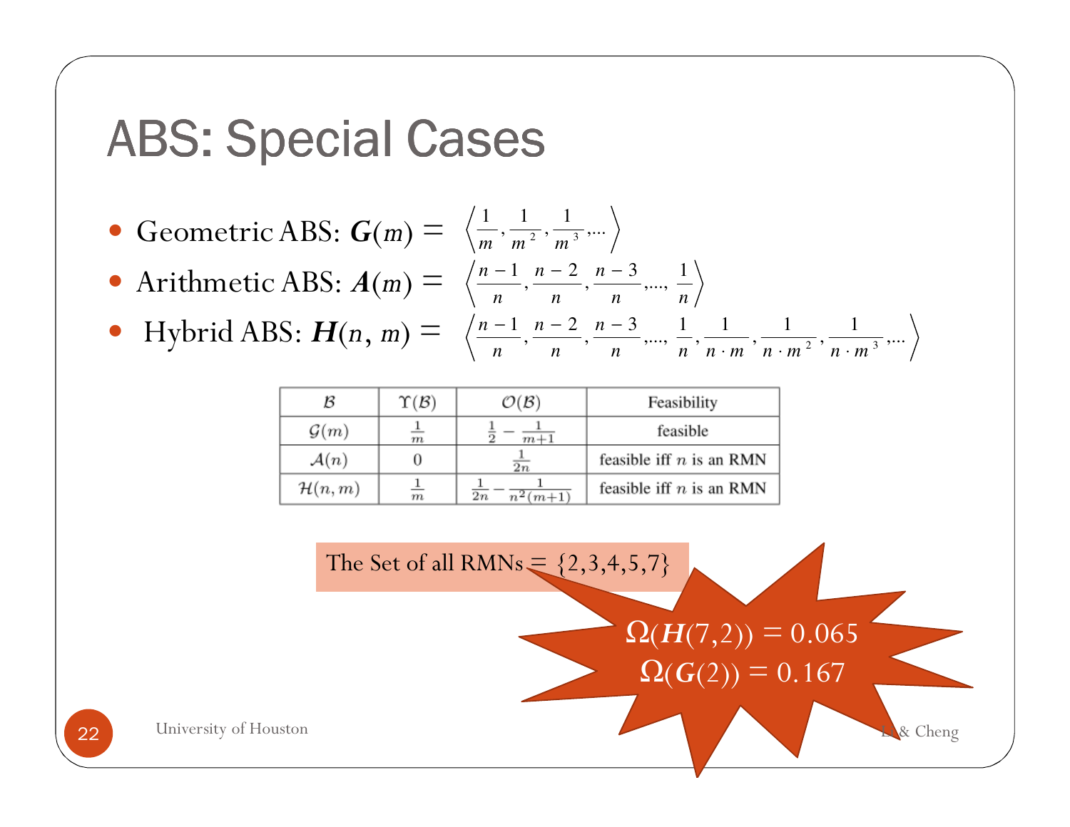# ABS: Special Cases

- Geometric ABS: $\boldsymbol{G}(m) = \left\langle \frac{1}{m}, \frac{1}{m^2}, \frac{1}{m^3}, \ldots \right\rangle$
- Arithmetic ABS: $\boldsymbol{A}(m) = \left\langle \frac{n-1}{n}, \frac{n-2}{n}, \frac{n-3}{n}, \ldots, \frac{1}{n} \right\rangle$
- Hybrid ABS: $\boldsymbol{H}(n, m) = \left\langle \frac{n-1}{n}, \frac{n-2}{n}, \frac{n-3}{n}, \ldots, \frac{1}{n}, \frac{1}{n \cdot m}, \frac{1}{n \cdot m^2}, \frac{1}{n \cdot m^3}, \ldots \right\rangle$

| $\mathcal{B}$ | $\Upsilon(\mathcal{B})$ | $\mathcal{O}(\mathcal{B})$ | Feasibility |
|---|---|---|---|
| $\mathcal{G}(m)$ | $\frac{1}{m}$ | $\frac{1}{2} - \frac{1}{m+1}$ | feasible |
| $\mathcal{A}(n)$ | $0$ | $\frac{1}{2n}$ | feasible iff $n$ is an RMN |
| $\mathcal{H}(n,m)$ | $\frac{1}{m}$ | $\frac{1}{2n} - \frac{1}{n^2(m+1)}$ | feasible iff $n$ is an RMN |

The Set of all RMNs = $\{2,3,4,5,7\}$

$\Omega(\boldsymbol{H}(7,2)) = 0.065$

$\Omega(\boldsymbol{G}(2)) = 0.167$

University of Houston

Li & Cheng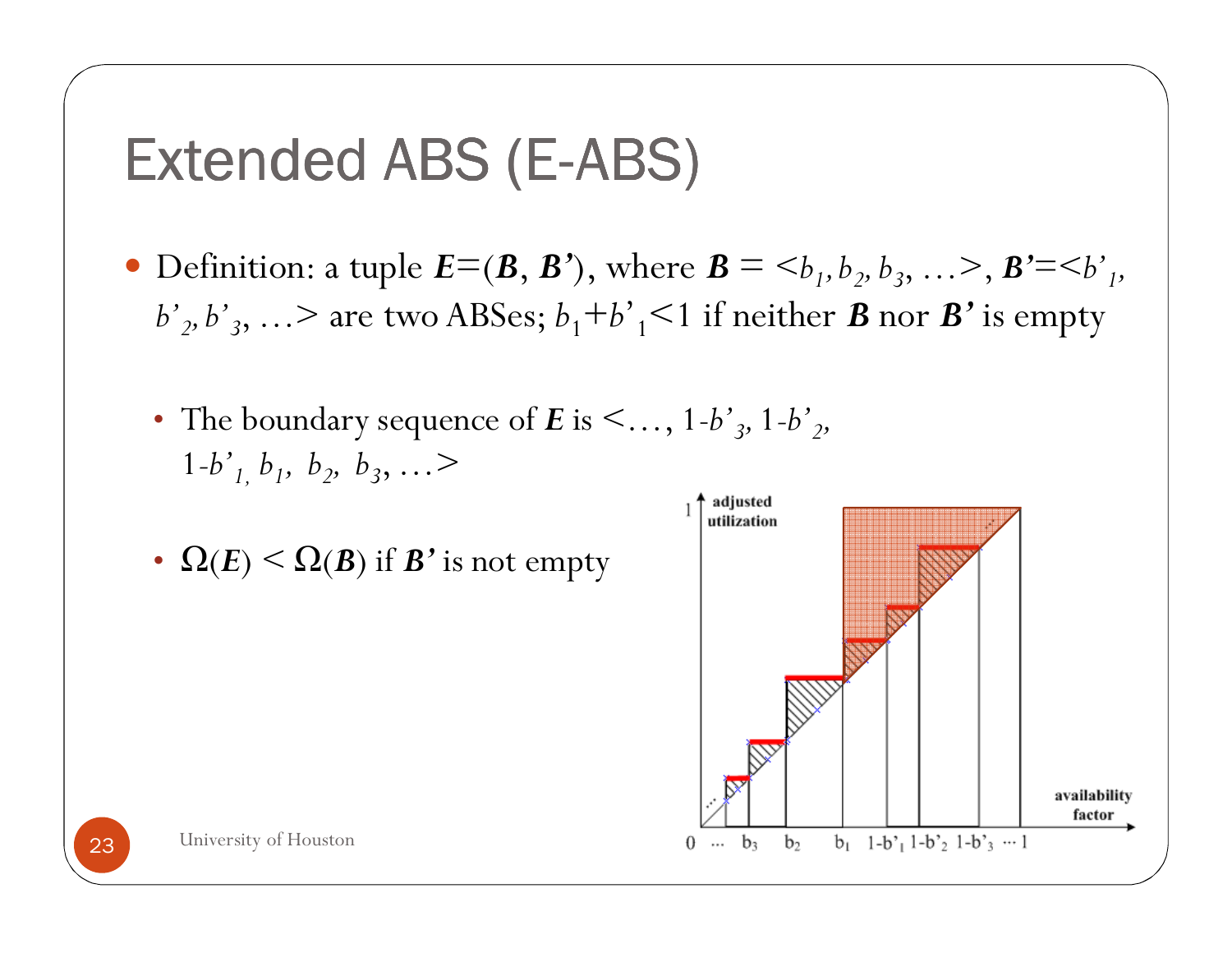# Extended ABS (E-ABS)

- Definition: a tuple $\boldsymbol{E}=(\boldsymbol{B}, \boldsymbol{B'})$, where $\boldsymbol{B} = <b_1, b_2, b_3, \ldots>$, $\boldsymbol{B'}=<b'_1, b'_2, b'_3, \ldots>$ are two ABSes; $b_1+b'_1<1$ if neither $\boldsymbol{B}$ nor $\boldsymbol{B'}$ is empty
  - The boundary sequence of $\boldsymbol{E}$ is $<\ldots, 1\text{-}b'_3, 1\text{-}b'_2, 1\text{-}b'_1, b_1, b_2, b_3, \ldots>$
  - $\Omega(\boldsymbol{E}) < \Omega(\boldsymbol{B})$ if $\boldsymbol{B'}$ is not empty

University of Houston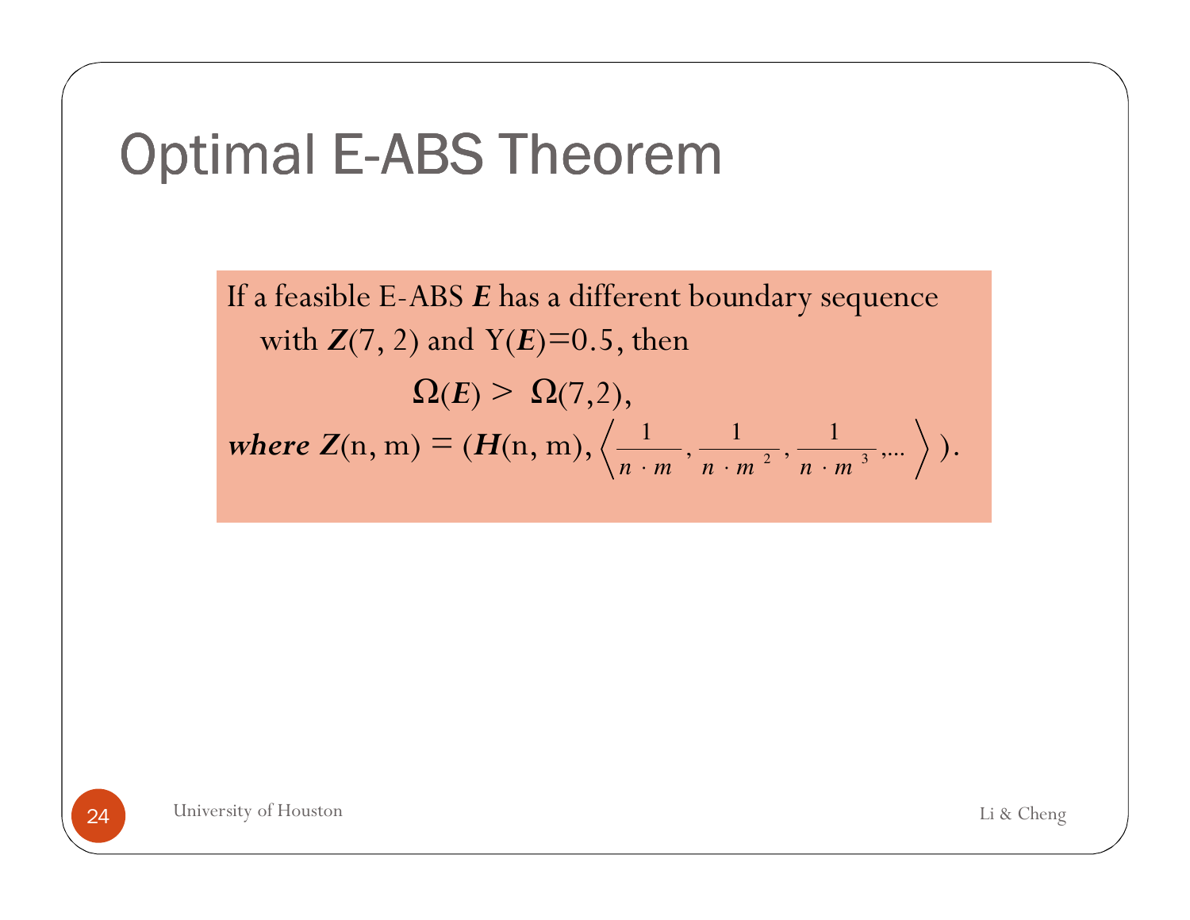# Optimal E-ABS Theorem

If a feasible E-ABS $\boldsymbol{E}$ has a different boundary sequence with $\boldsymbol{Z}(7, 2)$ and $\Upsilon(\boldsymbol{E})=0.5$, then

$$\Omega(\boldsymbol{E}) > \Omega(7,2),$$

***where*** $\boldsymbol{Z}(\mathrm{n}, \mathrm{m}) = (\boldsymbol{H}(\mathrm{n}, \mathrm{m}), \left\langle \frac{1}{n \cdot m}, \frac{1}{n \cdot m^{2}}, \frac{1}{n \cdot m^{3}}, \ldots \right\rangle ).$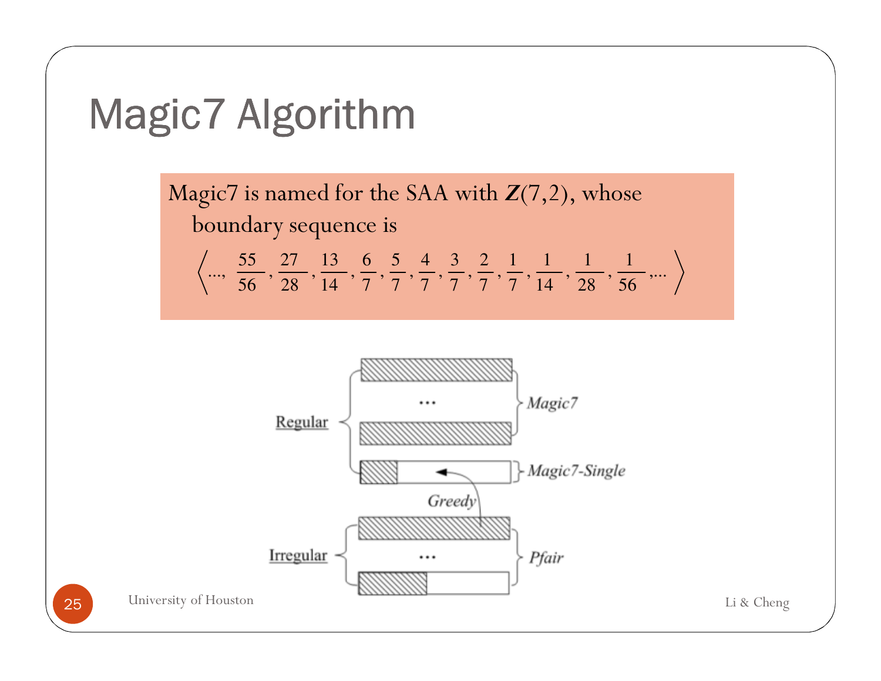# Magic7 Algorithm

Magic7 is named for the SAA with $\boldsymbol{Z}(7,2)$, whose boundary sequence is

$$\left\langle \ldots, \frac{55}{56}, \frac{27}{28}, \frac{13}{14}, \frac{6}{7}, \frac{5}{7}, \frac{4}{7}, \frac{3}{7}, \frac{2}{7}, \frac{1}{7}, \frac{1}{14}, \frac{1}{28}, \frac{1}{56}, \ldots \right\rangle$$

Regular: *Magic7*, *Magic7-Single*

*Greedy*

Irregular: *Pfair*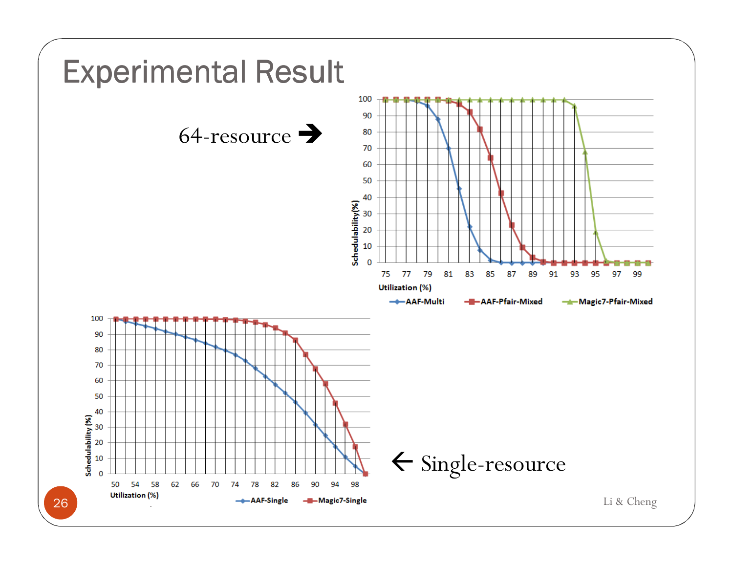# Experimental Result

64-resource →

← Single-resource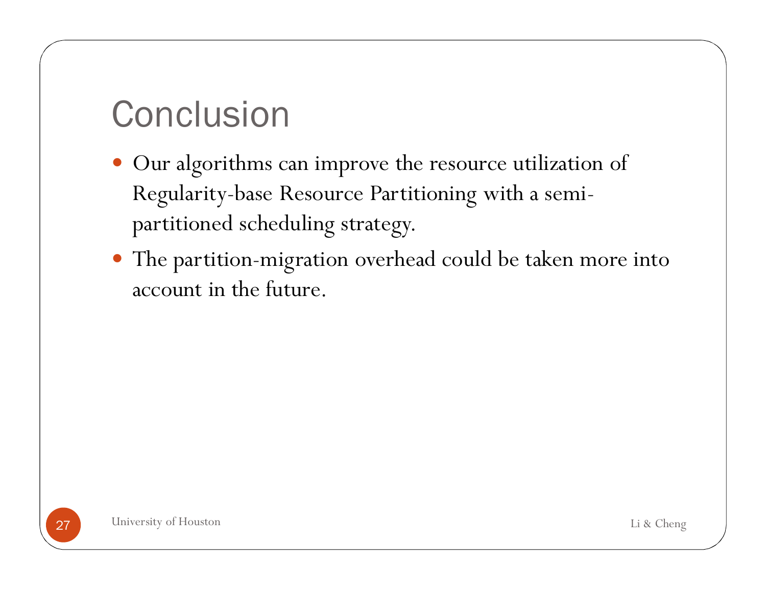# Conclusion

- Our algorithms can improve the resource utilization of Regularity-base Resource Partitioning with a semi-partitioned scheduling strategy.
- The partition-migration overhead could be taken more into account in the future.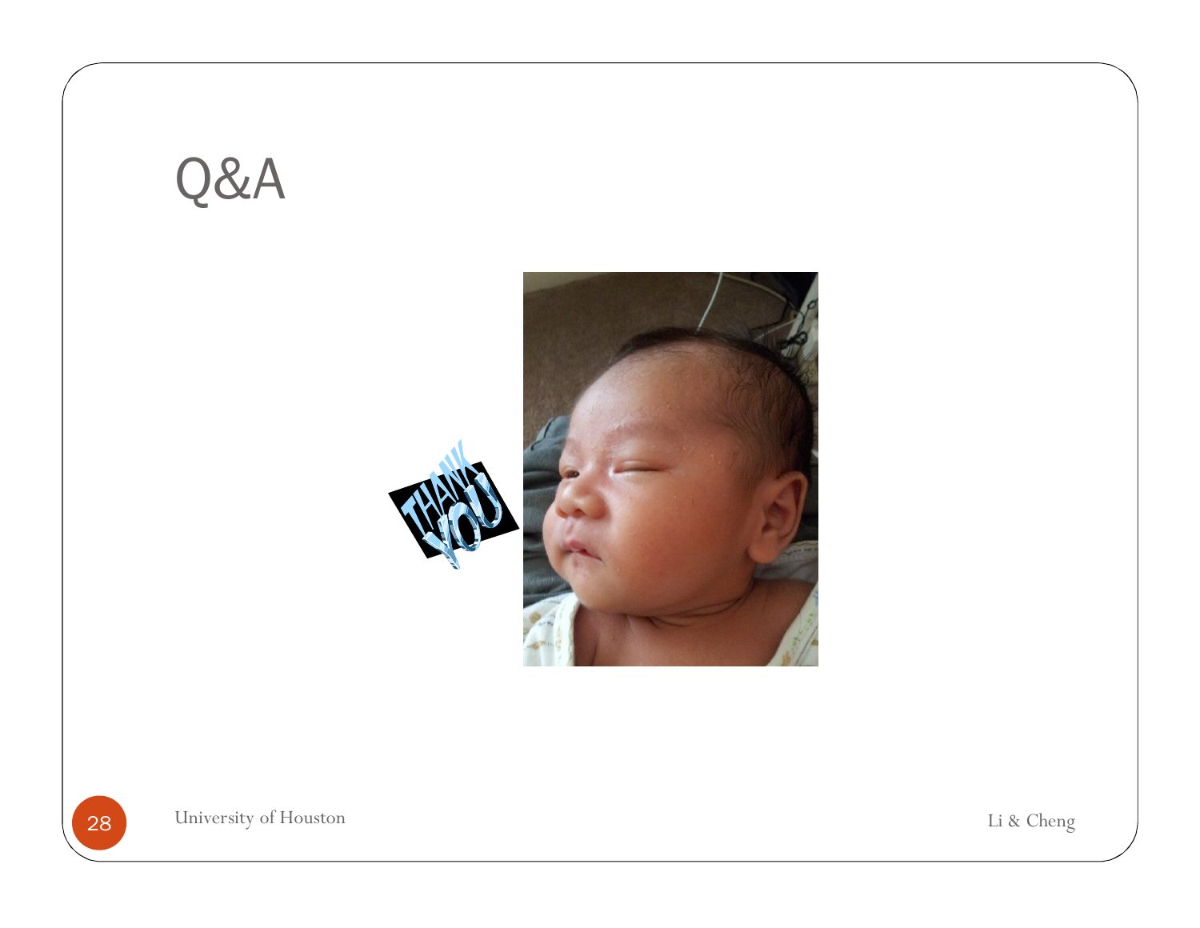# Q&A